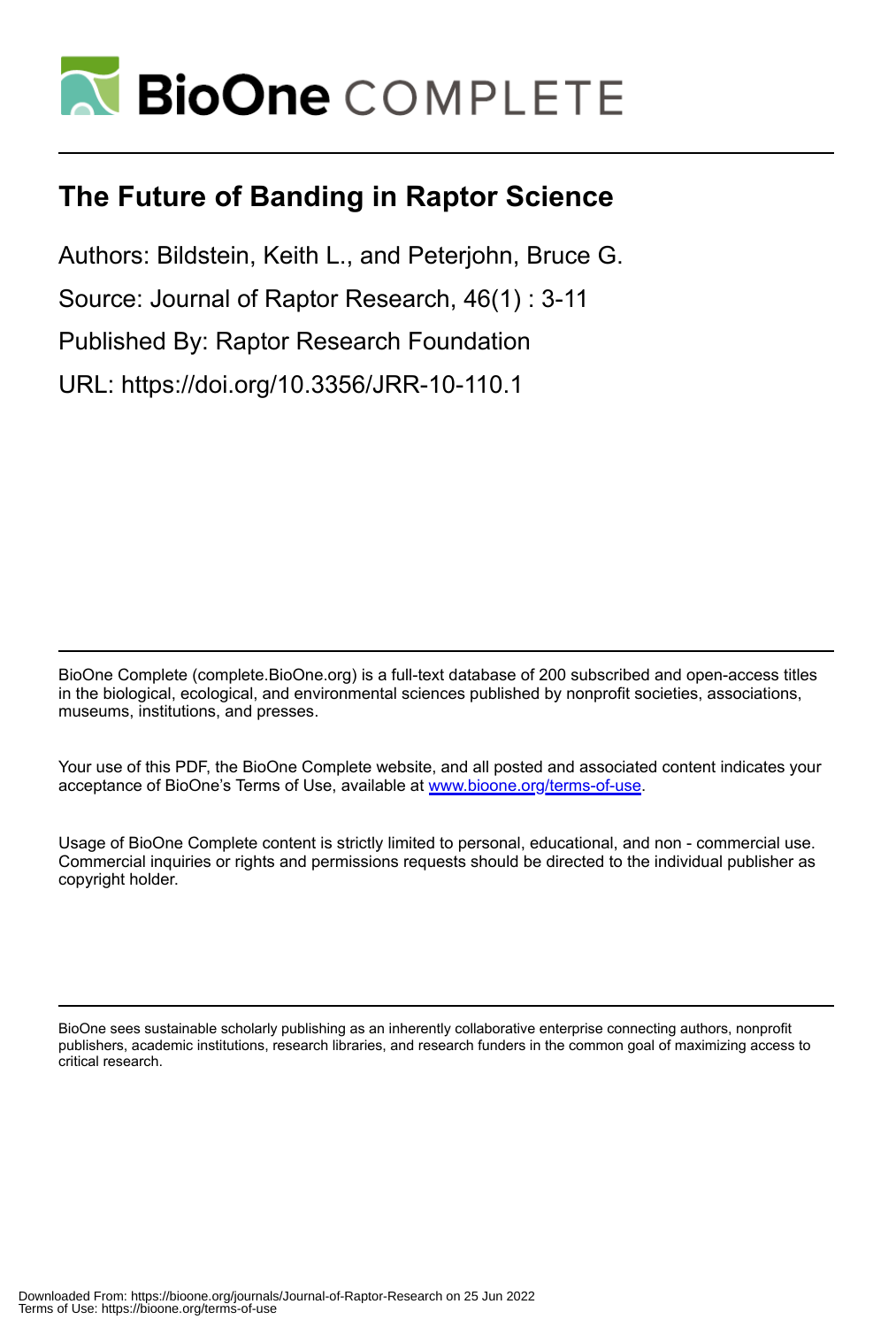# The Future of Banding in Raptor Science

Authors: Bildstein, Keith L., and Peterjohn, Bruce G.

Source: Journal of Raptor Research, 46(1) : 3-11

Published By: Raptor Research Foundation

URL: https://doi.org/10.3356/JRR-10-110.1

BioOne Complete (complete.BioOne.org) is a full-text database of 200 subscribed and open-access titles in the biological, ecological, and environmental sciences published by nonprofit societies, associations, museums, institutions, and presses.

Your use of this PDF, the BioOne Complete website, and all posted and associated content indicates your acceptance of BioOne's Terms of Use, available at www.bioone.org/terms-of-use.

Usage of BioOne Complete content is strictly limited to personal, educational, and non - commercial use. Commercial inquiries or rights and permissions requests should be directed to the individual publisher as copyright holder.

BioOne sees sustainable scholarly publishing as an inherently collaborative enterprise connecting authors, nonprofit publishers, academic institutions, research libraries, and research funders in the common goal of maximizing access to critical research.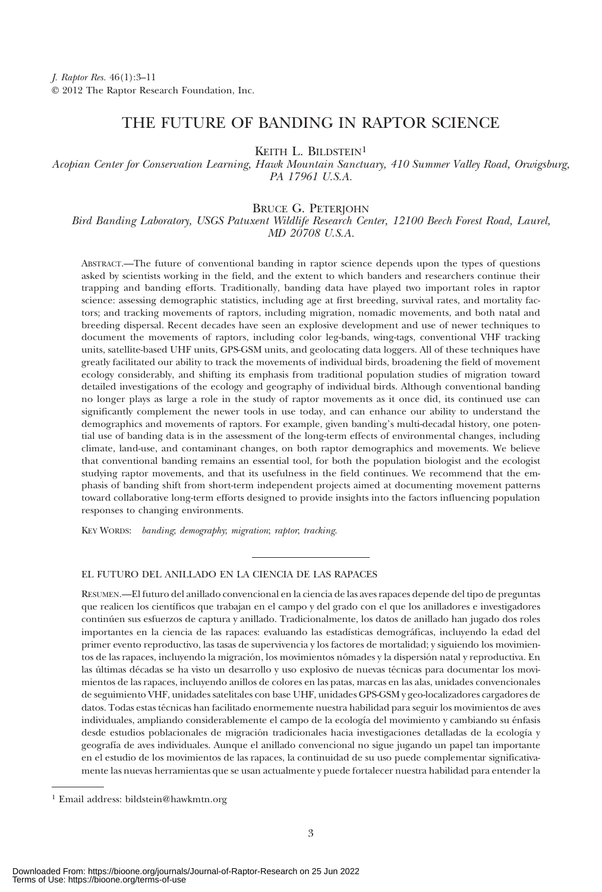# THE FUTURE OF BANDING IN RAPTOR SCIENCE

KEITH L. BILDSTEIN[1]

*Acopian Center for Conservation Learning, Hawk Mountain Sanctuary, 410 Summer Valley Road, Orwigsburg, PA 17961 U.S.A.*

BRUCE G. PETERJOHN

*Bird Banding Laboratory, USGS Patuxent Wildlife Research Center, 12100 Beech Forest Road, Laurel, MD 20708 U.S.A.*

ABSTRACT.—The future of conventional banding in raptor science depends upon the types of questions asked by scientists working in the field, and the extent to which banders and researchers continue their trapping and banding efforts. Traditionally, banding data have played two important roles in raptor science: assessing demographic statistics, including age at first breeding, survival rates, and mortality factors; and tracking movements of raptors, including migration, nomadic movements, and both natal and breeding dispersal. Recent decades have seen an explosive development and use of newer techniques to document the movements of raptors, including color leg-bands, wing-tags, conventional VHF tracking units, satellite-based UHF units, GPS-GSM units, and geolocating data loggers. All of these techniques have greatly facilitated our ability to track the movements of individual birds, broadening the field of movement ecology considerably, and shifting its emphasis from traditional population studies of migration toward detailed investigations of the ecology and geography of individual birds. Although conventional banding no longer plays as large a role in the study of raptor movements as it once did, its continued use can significantly complement the newer tools in use today, and can enhance our ability to understand the demographics and movements of raptors. For example, given banding's multi-decadal history, one potential use of banding data is in the assessment of the long-term effects of environmental changes, including climate, land-use, and contaminant changes, on both raptor demographics and movements. We believe that conventional banding remains an essential tool, for both the population biologist and the ecologist studying raptor movements, and that its usefulness in the field continues. We recommend that the emphasis of banding shift from short-term independent projects aimed at documenting movement patterns toward collaborative long-term efforts designed to provide insights into the factors influencing population responses to changing environments.

KEY WORDS: *banding; demography; migration; raptor; tracking.*

---

EL FUTURO DEL ANILLADO EN LA CIENCIA DE LAS RAPACES

RESUMEN.—El futuro del anillado convencional en la ciencia de las aves rapaces depende del tipo de preguntas que realicen los científicos que trabajan en el campo y del grado con el que los anilladores e investigadores continúen sus esfuerzos de captura y anillado. Tradicionalmente, los datos de anillado han jugado dos roles importantes en la ciencia de las rapaces: evaluando las estadísticas demográficas, incluyendo la edad del primer evento reproductivo, las tasas de supervivencia y los factores de mortalidad; y siguiendo los movimientos de las rapaces, incluyendo la migración, los movimientos nómades y la dispersión natal y reproductiva. En las últimas décadas se ha visto un desarrollo y uso explosivo de nuevas técnicas para documentar los movimientos de las rapaces, incluyendo anillos de colores en las patas, marcas en las alas, unidades convencionales de seguimiento VHF, unidades satelitales con base UHF, unidades GPS-GSM y geo-localizadores cargadores de datos. Todas estas técnicas han facilitado enormemente nuestra habilidad para seguir los movimientos de aves individuales, ampliando considerablemente el campo de la ecología del movimiento y cambiando su énfasis desde estudios poblacionales de migración tradicionales hacia investigaciones detalladas de la ecología y geografía de aves individuales. Aunque el anillado convencional no sigue jugando un papel tan importante en el estudio de los movimientos de las rapaces, la continuidad de su uso puede complementar significativamente las nuevas herramientas que se usan actualmente y puede fortalecer nuestra habilidad para entender la

[1] Email address: bildstein@hawkmtn.org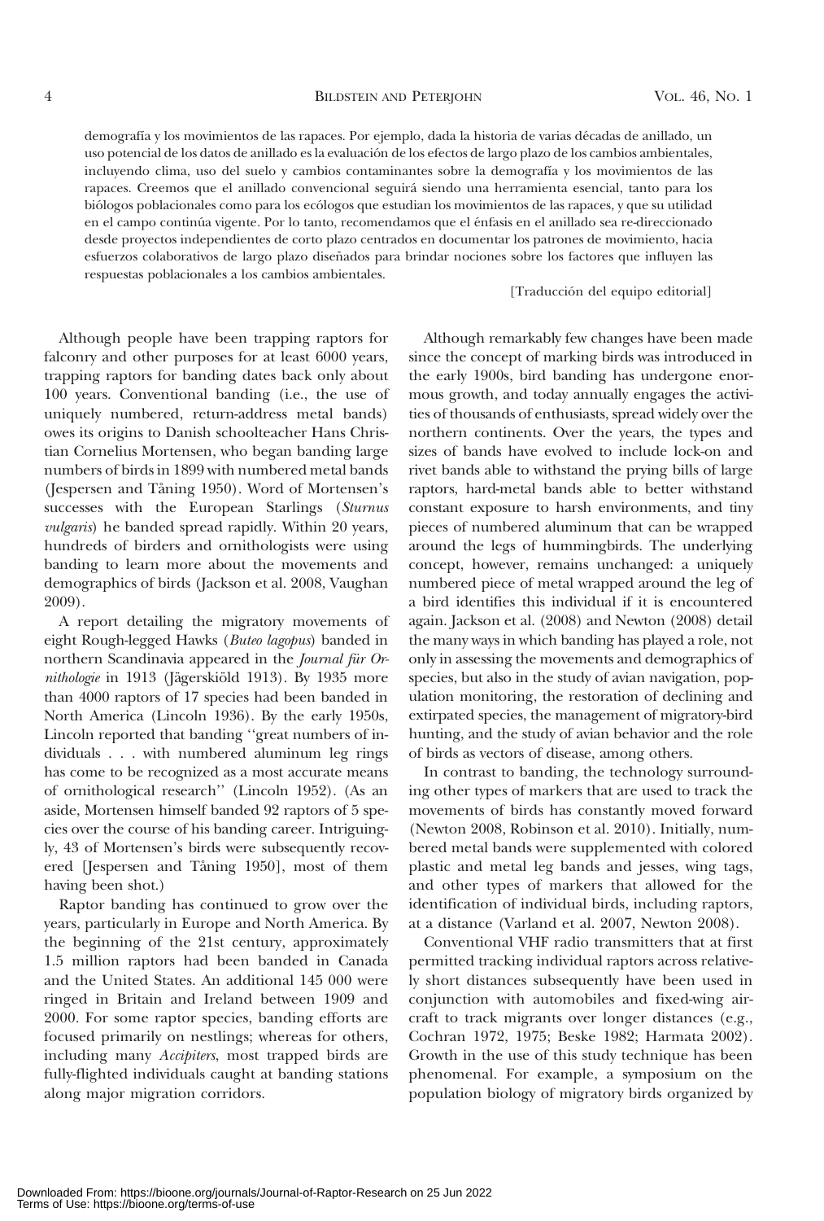demografía y los movimientos de las rapaces. Por ejemplo, dada la historia de varias décadas de anillado, un uso potencial de los datos de anillado es la evaluación de los efectos de largo plazo de los cambios ambientales, incluyendo clima, uso del suelo y cambios contaminantes sobre la demografía y los movimientos de las rapaces. Creemos que el anillado convencional seguirá siendo una herramienta esencial, tanto para los biólogos poblacionales como para los ecólogos que estudian los movimientos de las rapaces, y que su utilidad en el campo continúa vigente. Por lo tanto, recomendamos que el énfasis en el anillado sea re-direccionado desde proyectos independientes de corto plazo centrados en documentar los patrones de movimiento, hacia esfuerzos colaborativos de largo plazo diseñados para brindar nociones sobre los factores que influyen las respuestas poblacionales a los cambios ambientales.

[Traducción del equipo editorial]

Although people have been trapping raptors for falconry and other purposes for at least 6000 years, trapping raptors for banding dates back only about 100 years. Conventional banding (i.e., the use of uniquely numbered, return-address metal bands) owes its origins to Danish schoolteacher Hans Christian Cornelius Mortensen, who began banding large numbers of birds in 1899 with numbered metal bands (Jespersen and Tåning 1950). Word of Mortensen's successes with the European Starlings (*Sturnus vulgaris*) he banded spread rapidly. Within 20 years, hundreds of birders and ornithologists were using banding to learn more about the movements and demographics of birds (Jackson et al. 2008, Vaughan 2009).

A report detailing the migratory movements of eight Rough-legged Hawks (*Buteo lagopus*) banded in northern Scandinavia appeared in the *Journal für Ornithologie* in 1913 (Jägerskiöld 1913). By 1935 more than 4000 raptors of 17 species had been banded in North America (Lincoln 1936). By the early 1950s, Lincoln reported that banding "great numbers of individuals . . . with numbered aluminum leg rings has come to be recognized as a most accurate means of ornithological research" (Lincoln 1952). (As an aside, Mortensen himself banded 92 raptors of 5 species over the course of his banding career. Intriguingly, 43 of Mortensen's birds were subsequently recovered [Jespersen and Tåning 1950], most of them having been shot.)

Raptor banding has continued to grow over the years, particularly in Europe and North America. By the beginning of the 21st century, approximately 1.5 million raptors had been banded in Canada and the United States. An additional 145 000 were ringed in Britain and Ireland between 1909 and 2000. For some raptor species, banding efforts are focused primarily on nestlings; whereas for others, including many *Accipiters*, most trapped birds are fully-flighted individuals caught at banding stations along major migration corridors.

Although remarkably few changes have been made since the concept of marking birds was introduced in the early 1900s, bird banding has undergone enormous growth, and today annually engages the activities of thousands of enthusiasts, spread widely over the northern continents. Over the years, the types and sizes of bands have evolved to include lock-on and rivet bands able to withstand the prying bills of large raptors, hard-metal bands able to better withstand constant exposure to harsh environments, and tiny pieces of numbered aluminum that can be wrapped around the legs of hummingbirds. The underlying concept, however, remains unchanged: a uniquely numbered piece of metal wrapped around the leg of a bird identifies this individual if it is encountered again. Jackson et al. (2008) and Newton (2008) detail the many ways in which banding has played a role, not only in assessing the movements and demographics of species, but also in the study of avian navigation, population monitoring, the restoration of declining and extirpated species, the management of migratory-bird hunting, and the study of avian behavior and the role of birds as vectors of disease, among others.

In contrast to banding, the technology surrounding other types of markers that are used to track the movements of birds has constantly moved forward (Newton 2008, Robinson et al. 2010). Initially, numbered metal bands were supplemented with colored plastic and metal leg bands and jesses, wing tags, and other types of markers that allowed for the identification of individual birds, including raptors, at a distance (Varland et al. 2007, Newton 2008).

Conventional VHF radio transmitters that at first permitted tracking individual raptors across relatively short distances subsequently have been used in conjunction with automobiles and fixed-wing aircraft to track migrants over longer distances (e.g., Cochran 1972, 1975; Beske 1982; Harmata 2002). Growth in the use of this study technique has been phenomenal. For example, a symposium on the population biology of migratory birds organized by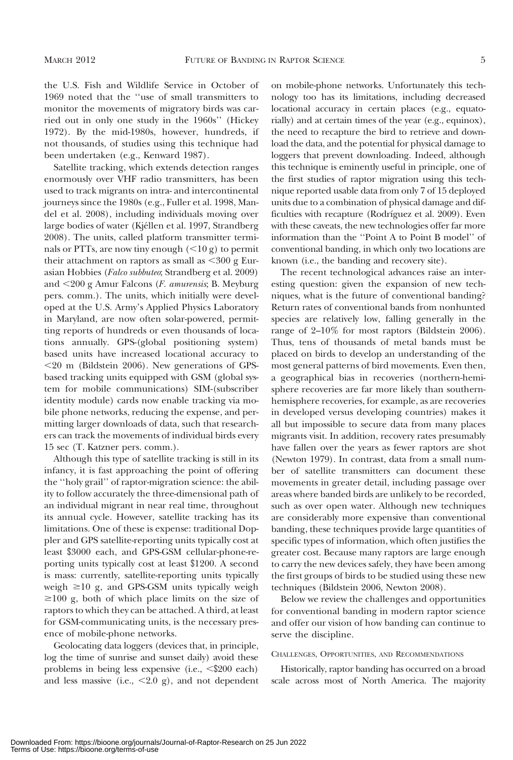the U.S. Fish and Wildlife Service in October of 1969 noted that the ''use of small transmitters to monitor the movements of migratory birds was carried out in only one study in the 1960s'' (Hickey 1972). By the mid-1980s, however, hundreds, if not thousands, of studies using this technique had been undertaken (e.g., Kenward 1987).

Satellite tracking, which extends detection ranges enormously over VHF radio transmitters, has been used to track migrants on intra- and intercontinental journeys since the 1980s (e.g., Fuller et al. 1998, Mandel et al. 2008), including individuals moving over large bodies of water (Kjéllen et al. 1997, Strandberg 2008). The units, called platform transmitter terminals or PTTs, are now tiny enough ($<$10 g) to permit their attachment on raptors as small as $<$300 g Eurasian Hobbies (*Falco subbuteo*; Strandberg et al. 2009) and $<$200 g Amur Falcons (*F. amurensis*; B. Meyburg pers. comm.). The units, which initially were developed at the U.S. Army's Applied Physics Laboratory in Maryland, are now often solar-powered, permitting reports of hundreds or even thousands of locations annually. GPS-(global positioning system) based units have increased locational accuracy to $<$20 m (Bildstein 2006). New generations of GPS-based tracking units equipped with GSM (global system for mobile communications) SIM-(subscriber identity module) cards now enable tracking via mobile phone networks, reducing the expense, and permitting larger downloads of data, such that researchers can track the movements of individual birds every 15 sec (T. Katzner pers. comm.).

Although this type of satellite tracking is still in its infancy, it is fast approaching the point of offering the ''holy grail'' of raptor-migration science: the ability to follow accurately the three-dimensional path of an individual migrant in near real time, throughout its annual cycle. However, satellite tracking has its limitations. One of these is expense: traditional Doppler and GPS satellite-reporting units typically cost at least \$3000 each, and GPS-GSM cellular-phone-reporting units typically cost at least \$1200. A second is mass: currently, satellite-reporting units typically weigh $\geq$10 g, and GPS-GSM units typically weigh $\geq$100 g, both of which place limits on the size of raptors to which they can be attached. A third, at least for GSM-communicating units, is the necessary presence of mobile-phone networks.

Geolocating data loggers (devices that, in principle, log the time of sunrise and sunset daily) avoid these problems in being less expensive (i.e., $<$\$200 each) and less massive (i.e., $<$2.0 g), and not dependent on mobile-phone networks. Unfortunately this technology too has its limitations, including decreased locational accuracy in certain places (e.g., equatorially) and at certain times of the year (e.g., equinox), the need to recapture the bird to retrieve and download the data, and the potential for physical damage to loggers that prevent downloading. Indeed, although this technique is eminently useful in principle, one of the first studies of raptor migration using this technique reported usable data from only 7 of 15 deployed units due to a combination of physical damage and difficulties with recapture (Rodríguez et al. 2009). Even with these caveats, the new technologies offer far more information than the ''Point A to Point B model'' of conventional banding, in which only two locations are known (i.e., the banding and recovery site).

The recent technological advances raise an interesting question: given the expansion of new techniques, what is the future of conventional banding? Return rates of conventional bands from nonhunted species are relatively low, falling generally in the range of 2–10% for most raptors (Bildstein 2006). Thus, tens of thousands of metal bands must be placed on birds to develop an understanding of the most general patterns of bird movements. Even then, a geographical bias in recoveries (northern-hemisphere recoveries are far more likely than southern-hemisphere recoveries, for example, as are recoveries in developed versus developing countries) makes it all but impossible to secure data from many places migrants visit. In addition, recovery rates presumably have fallen over the years as fewer raptors are shot (Newton 1979). In contrast, data from a small number of satellite transmitters can document these movements in greater detail, including passage over areas where banded birds are unlikely to be recorded, such as over open water. Although new techniques are considerably more expensive than conventional banding, these techniques provide large quantities of specific types of information, which often justifies the greater cost. Because many raptors are large enough to carry the new devices safely, they have been among the first groups of birds to be studied using these new techniques (Bildstein 2006, Newton 2008).

Below we review the challenges and opportunities for conventional banding in modern raptor science and offer our vision of how banding can continue to serve the discipline.

## Challenges, Opportunities, and Recommendations

Historically, raptor banding has occurred on a broad scale across most of North America. The majority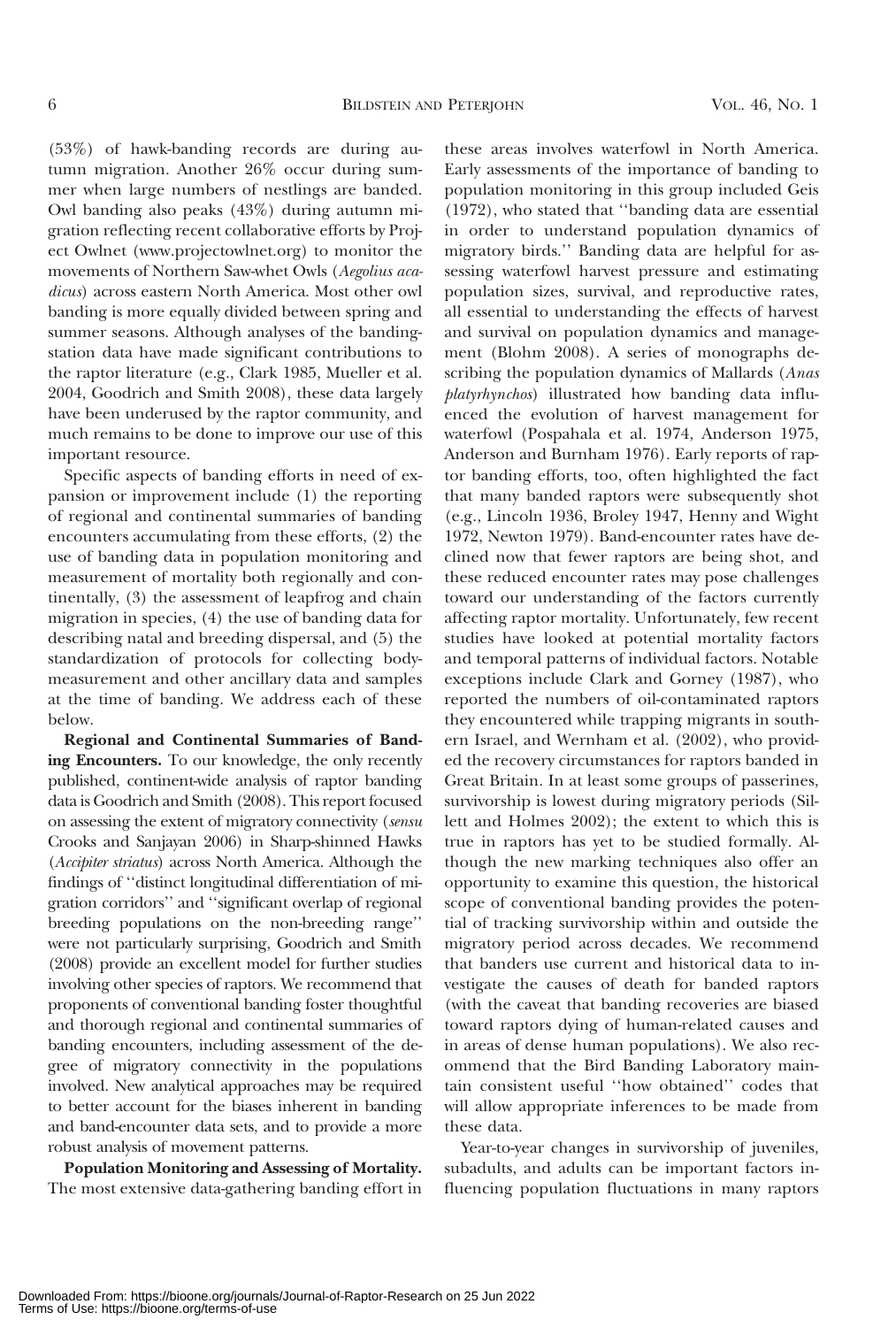(53%) of hawk-banding records are during autumn migration. Another 26% occur during summer when large numbers of nestlings are banded. Owl banding also peaks (43%) during autumn migration reflecting recent collaborative efforts by Project Owlnet (www.projectowlnet.org) to monitor the movements of Northern Saw-whet Owls (*Aegolius acadicus*) across eastern North America. Most other owl banding is more equally divided between spring and summer seasons. Although analyses of the banding-station data have made significant contributions to the raptor literature (e.g., Clark 1985, Mueller et al. 2004, Goodrich and Smith 2008), these data largely have been underused by the raptor community, and much remains to be done to improve our use of this important resource.

Specific aspects of banding efforts in need of expansion or improvement include (1) the reporting of regional and continental summaries of banding encounters accumulating from these efforts, (2) the use of banding data in population monitoring and measurement of mortality both regionally and continentally, (3) the assessment of leapfrog and chain migration in species, (4) the use of banding data for describing natal and breeding dispersal, and (5) the standardization of protocols for collecting body-measurement and other ancillary data and samples at the time of banding. We address each of these below.

**Regional and Continental Summaries of Banding Encounters.** To our knowledge, the only recently published, continent-wide analysis of raptor banding data is Goodrich and Smith (2008). This report focused on assessing the extent of migratory connectivity (*sensu* Crooks and Sanjayan 2006) in Sharp-shinned Hawks (*Accipiter striatus*) across North America. Although the findings of ''distinct longitudinal differentiation of migration corridors'' and ''significant overlap of regional breeding populations on the non-breeding range'' were not particularly surprising, Goodrich and Smith (2008) provide an excellent model for further studies involving other species of raptors. We recommend that proponents of conventional banding foster thoughtful and thorough regional and continental summaries of banding encounters, including assessment of the degree of migratory connectivity in the populations involved. New analytical approaches may be required to better account for the biases inherent in banding and band-encounter data sets, and to provide a more robust analysis of movement patterns.

**Population Monitoring and Assessing of Mortality.** The most extensive data-gathering banding effort in these areas involves waterfowl in North America. Early assessments of the importance of banding to population monitoring in this group included Geis (1972), who stated that ''banding data are essential in order to understand population dynamics of migratory birds.'' Banding data are helpful for assessing waterfowl harvest pressure and estimating population sizes, survival, and reproductive rates, all essential to understanding the effects of harvest and survival on population dynamics and management (Blohm 2008). A series of monographs describing the population dynamics of Mallards (*Anas platyrhynchos*) illustrated how banding data influenced the evolution of harvest management for waterfowl (Pospahala et al. 1974, Anderson 1975, Anderson and Burnham 1976). Early reports of raptor banding efforts, too, often highlighted the fact that many banded raptors were subsequently shot (e.g., Lincoln 1936, Broley 1947, Henny and Wight 1972, Newton 1979). Band-encounter rates have declined now that fewer raptors are being shot, and these reduced encounter rates may pose challenges toward our understanding of the factors currently affecting raptor mortality. Unfortunately, few recent studies have looked at potential mortality factors and temporal patterns of individual factors. Notable exceptions include Clark and Gorney (1987), who reported the numbers of oil-contaminated raptors they encountered while trapping migrants in southern Israel, and Wernham et al. (2002), who provided the recovery circumstances for raptors banded in Great Britain. In at least some groups of passerines, survivorship is lowest during migratory periods (Sillett and Holmes 2002); the extent to which this is true in raptors has yet to be studied formally. Although the new marking techniques also offer an opportunity to examine this question, the historical scope of conventional banding provides the potential of tracking survivorship within and outside the migratory period across decades. We recommend that banders use current and historical data to investigate the causes of death for banded raptors (with the caveat that banding recoveries are biased toward raptors dying of human-related causes and in areas of dense human populations). We also recommend that the Bird Banding Laboratory maintain consistent useful ''how obtained'' codes that will allow appropriate inferences to be made from these data.

Year-to-year changes in survivorship of juveniles, subadults, and adults can be important factors influencing population fluctuations in many raptors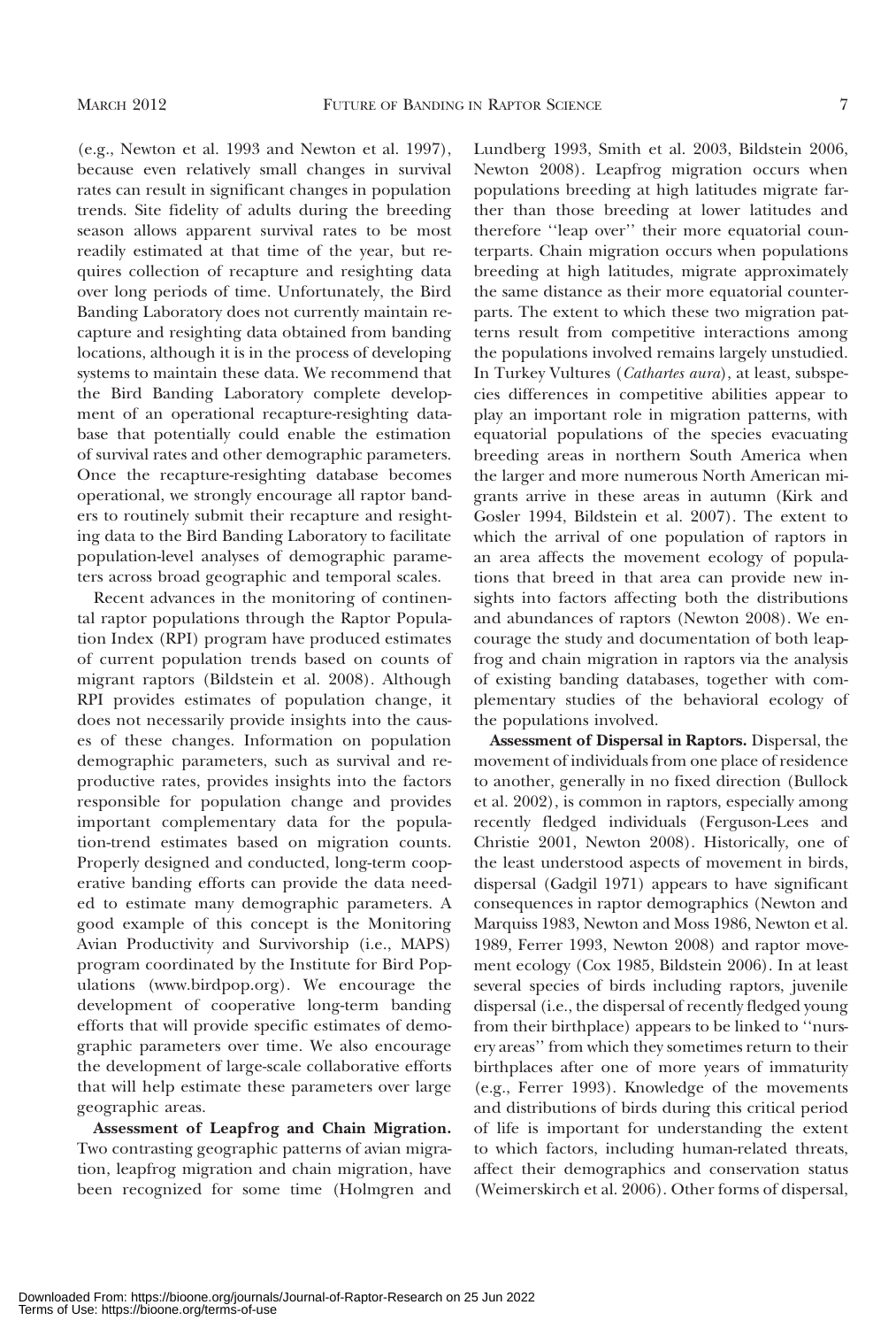(e.g., Newton et al. 1993 and Newton et al. 1997), because even relatively small changes in survival rates can result in significant changes in population trends. Site fidelity of adults during the breeding season allows apparent survival rates to be most readily estimated at that time of the year, but requires collection of recapture and resighting data over long periods of time. Unfortunately, the Bird Banding Laboratory does not currently maintain recapture and resighting data obtained from banding locations, although it is in the process of developing systems to maintain these data. We recommend that the Bird Banding Laboratory complete development of an operational recapture-resighting database that potentially could enable the estimation of survival rates and other demographic parameters. Once the recapture-resighting database becomes operational, we strongly encourage all raptor banders to routinely submit their recapture and resighting data to the Bird Banding Laboratory to facilitate population-level analyses of demographic parameters across broad geographic and temporal scales.

Recent advances in the monitoring of continental raptor populations through the Raptor Population Index (RPI) program have produced estimates of current population trends based on counts of migrant raptors (Bildstein et al. 2008). Although RPI provides estimates of population change, it does not necessarily provide insights into the causes of these changes. Information on population demographic parameters, such as survival and reproductive rates, provides insights into the factors responsible for population change and provides important complementary data for the population-trend estimates based on migration counts. Properly designed and conducted, long-term cooperative banding efforts can provide the data needed to estimate many demographic parameters. A good example of this concept is the Monitoring Avian Productivity and Survivorship (i.e., MAPS) program coordinated by the Institute for Bird Populations (www.birdpop.org). We encourage the development of cooperative long-term banding efforts that will provide specific estimates of demographic parameters over time. We also encourage the development of large-scale collaborative efforts that will help estimate these parameters over large geographic areas.

**Assessment of Leapfrog and Chain Migration.** Two contrasting geographic patterns of avian migration, leapfrog migration and chain migration, have been recognized for some time (Holmgren and Lundberg 1993, Smith et al. 2003, Bildstein 2006, Newton 2008). Leapfrog migration occurs when populations breeding at high latitudes migrate farther than those breeding at lower latitudes and therefore ''leap over'' their more equatorial counterparts. Chain migration occurs when populations breeding at high latitudes, migrate approximately the same distance as their more equatorial counterparts. The extent to which these two migration patterns result from competitive interactions among the populations involved remains largely unstudied. In Turkey Vultures (*Cathartes aura*), at least, subspecies differences in competitive abilities appear to play an important role in migration patterns, with equatorial populations of the species evacuating breeding areas in northern South America when the larger and more numerous North American migrants arrive in these areas in autumn (Kirk and Gosler 1994, Bildstein et al. 2007). The extent to which the arrival of one population of raptors in an area affects the movement ecology of populations that breed in that area can provide new insights into factors affecting both the distributions and abundances of raptors (Newton 2008). We encourage the study and documentation of both leapfrog and chain migration in raptors via the analysis of existing banding databases, together with complementary studies of the behavioral ecology of the populations involved.

**Assessment of Dispersal in Raptors.** Dispersal, the movement of individuals from one place of residence to another, generally in no fixed direction (Bullock et al. 2002), is common in raptors, especially among recently fledged individuals (Ferguson-Lees and Christie 2001, Newton 2008). Historically, one of the least understood aspects of movement in birds, dispersal (Gadgil 1971) appears to have significant consequences in raptor demographics (Newton and Marquiss 1983, Newton and Moss 1986, Newton et al. 1989, Ferrer 1993, Newton 2008) and raptor movement ecology (Cox 1985, Bildstein 2006). In at least several species of birds including raptors, juvenile dispersal (i.e., the dispersal of recently fledged young from their birthplace) appears to be linked to ''nursery areas'' from which they sometimes return to their birthplaces after one of more years of immaturity (e.g., Ferrer 1993). Knowledge of the movements and distributions of birds during this critical period of life is important for understanding the extent to which factors, including human-related threats, affect their demographics and conservation status (Weimerskirch et al. 2006). Other forms of dispersal,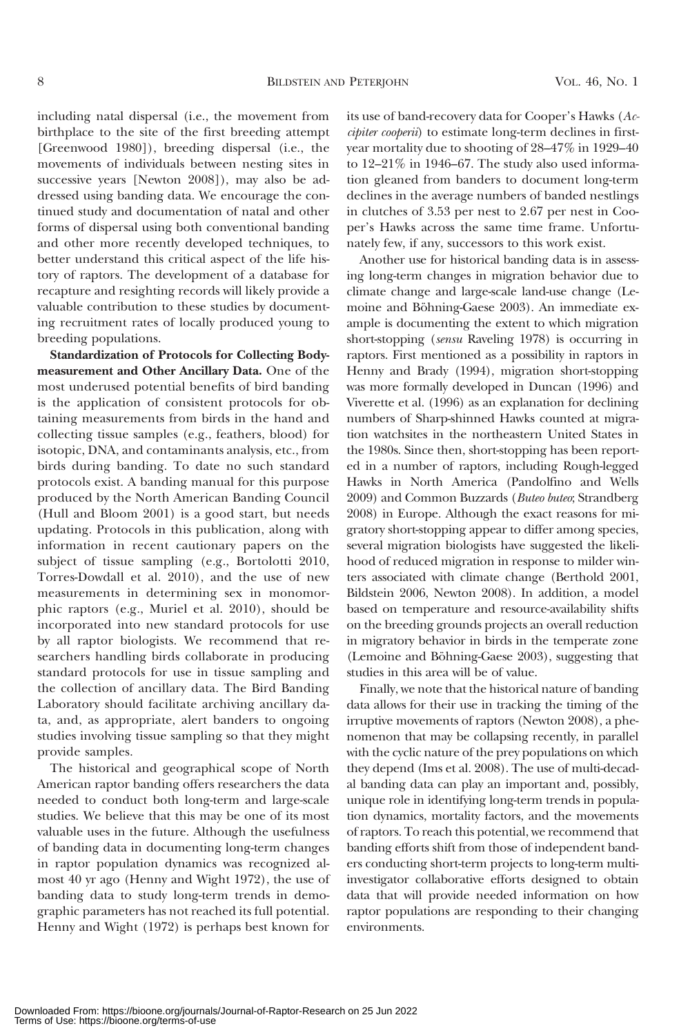including natal dispersal (i.e., the movement from birthplace to the site of the first breeding attempt [Greenwood 1980]), breeding dispersal (i.e., the movements of individuals between nesting sites in successive years [Newton 2008]), may also be addressed using banding data. We encourage the continued study and documentation of natal and other forms of dispersal using both conventional banding and other more recently developed techniques, to better understand this critical aspect of the life history of raptors. The development of a database for recapture and resighting records will likely provide a valuable contribution to these studies by documenting recruitment rates of locally produced young to breeding populations.

**Standardization of Protocols for Collecting Body-measurement and Other Ancillary Data.** One of the most underused potential benefits of bird banding is the application of consistent protocols for obtaining measurements from birds in the hand and collecting tissue samples (e.g., feathers, blood) for isotopic, DNA, and contaminants analysis, etc., from birds during banding. To date no such standard protocols exist. A banding manual for this purpose produced by the North American Banding Council (Hull and Bloom 2001) is a good start, but needs updating. Protocols in this publication, along with information in recent cautionary papers on the subject of tissue sampling (e.g., Bortolotti 2010, Torres-Dowdall et al. 2010), and the use of new measurements in determining sex in monomorphic raptors (e.g., Muriel et al. 2010), should be incorporated into new standard protocols for use by all raptor biologists. We recommend that researchers handling birds collaborate in producing standard protocols for use in tissue sampling and the collection of ancillary data. The Bird Banding Laboratory should facilitate archiving ancillary data, and, as appropriate, alert banders to ongoing studies involving tissue sampling so that they might provide samples.

The historical and geographical scope of North American raptor banding offers researchers the data needed to conduct both long-term and large-scale studies. We believe that this may be one of its most valuable uses in the future. Although the usefulness of banding data in documenting long-term changes in raptor population dynamics was recognized almost 40 yr ago (Henny and Wight 1972), the use of banding data to study long-term trends in demographic parameters has not reached its full potential. Henny and Wight (1972) is perhaps best known for its use of band-recovery data for Cooper's Hawks (*Accipiter cooperii*) to estimate long-term declines in first-year mortality due to shooting of 28–47% in 1929–40 to 12–21% in 1946–67. The study also used information gleaned from banders to document long-term declines in the average numbers of banded nestlings in clutches of 3.53 per nest to 2.67 per nest in Cooper's Hawks across the same time frame. Unfortunately few, if any, successors to this work exist.

Another use for historical banding data is in assessing long-term changes in migration behavior due to climate change and large-scale land-use change (Lemoine and Böhning-Gaese 2003). An immediate example is documenting the extent to which migration short-stopping (*sensu* Raveling 1978) is occurring in raptors. First mentioned as a possibility in raptors in Henny and Brady (1994), migration short-stopping was more formally developed in Duncan (1996) and Viverette et al. (1996) as an explanation for declining numbers of Sharp-shinned Hawks counted at migration watchsites in the northeastern United States in the 1980s. Since then, short-stopping has been reported in a number of raptors, including Rough-legged Hawks in North America (Pandolfino and Wells 2009) and Common Buzzards (*Buteo buteo*; Strandberg 2008) in Europe. Although the exact reasons for migratory short-stopping appear to differ among species, several migration biologists have suggested the likelihood of reduced migration in response to milder winters associated with climate change (Berthold 2001, Bildstein 2006, Newton 2008). In addition, a model based on temperature and resource-availability shifts on the breeding grounds projects an overall reduction in migratory behavior in birds in the temperate zone (Lemoine and Böhning-Gaese 2003), suggesting that studies in this area will be of value.

Finally, we note that the historical nature of banding data allows for their use in tracking the timing of the irruptive movements of raptors (Newton 2008), a phenomenon that may be collapsing recently, in parallel with the cyclic nature of the prey populations on which they depend (Ims et al. 2008). The use of multi-decadal banding data can play an important and, possibly, unique role in identifying long-term trends in population dynamics, mortality factors, and the movements of raptors. To reach this potential, we recommend that banding efforts shift from those of independent banders conducting short-term projects to long-term multi-investigator collaborative efforts designed to obtain data that will provide needed information on how raptor populations are responding to their changing environments.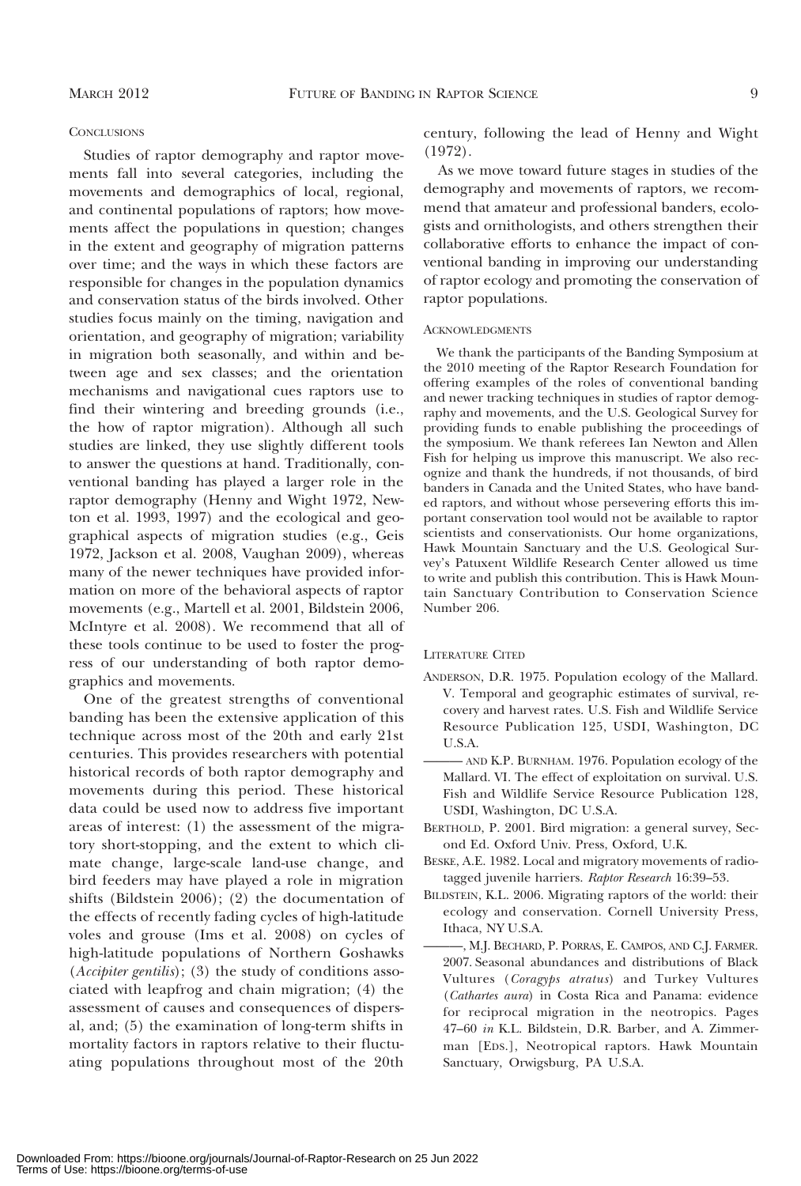## Conclusions

Studies of raptor demography and raptor movements fall into several categories, including the movements and demographics of local, regional, and continental populations of raptors; how movements affect the populations in question; changes in the extent and geography of migration patterns over time; and the ways in which these factors are responsible for changes in the population dynamics and conservation status of the birds involved. Other studies focus mainly on the timing, navigation and orientation, and geography of migration; variability in migration both seasonally, and within and between age and sex classes; and the orientation mechanisms and navigational cues raptors use to find their wintering and breeding grounds (i.e., the how of raptor migration). Although all such studies are linked, they use slightly different tools to answer the questions at hand. Traditionally, conventional banding has played a larger role in the raptor demography (Henny and Wight 1972, Newton et al. 1993, 1997) and the ecological and geographical aspects of migration studies (e.g., Geis 1972, Jackson et al. 2008, Vaughan 2009), whereas many of the newer techniques have provided information on more of the behavioral aspects of raptor movements (e.g., Martell et al. 2001, Bildstein 2006, McIntyre et al. 2008). We recommend that all of these tools continue to be used to foster the progress of our understanding of both raptor demographics and movements.

One of the greatest strengths of conventional banding has been the extensive application of this technique across most of the 20th and early 21st centuries. This provides researchers with potential historical records of both raptor demography and movements during this period. These historical data could be used now to address five important areas of interest: (1) the assessment of the migratory short-stopping, and the extent to which climate change, large-scale land-use change, and bird feeders may have played a role in migration shifts (Bildstein 2006); (2) the documentation of the effects of recently fading cycles of high-latitude voles and grouse (Ims et al. 2008) on cycles of high-latitude populations of Northern Goshawks (*Accipiter gentilis*); (3) the study of conditions associated with leapfrog and chain migration; (4) the assessment of causes and consequences of dispersal, and; (5) the examination of long-term shifts in mortality factors in raptors relative to their fluctuating populations throughout most of the 20th century, following the lead of Henny and Wight (1972).

As we move toward future stages in studies of the demography and movements of raptors, we recommend that amateur and professional banders, ecologists and ornithologists, and others strengthen their collaborative efforts to enhance the impact of conventional banding in improving our understanding of raptor ecology and promoting the conservation of raptor populations.

## Acknowledgments

We thank the participants of the Banding Symposium at the 2010 meeting of the Raptor Research Foundation for offering examples of the roles of conventional banding and newer tracking techniques in studies of raptor demography and movements, and the U.S. Geological Survey for providing funds to enable publishing the proceedings of the symposium. We thank referees Ian Newton and Allen Fish for helping us improve this manuscript. We also recognize and thank the hundreds, if not thousands, of bird banders in Canada and the United States, who have banded raptors, and without whose persevering efforts this important conservation tool would not be available to raptor scientists and conservationists. Our home organizations, Hawk Mountain Sanctuary and the U.S. Geological Survey's Patuxent Wildlife Research Center allowed us time to write and publish this contribution. This is Hawk Mountain Sanctuary Contribution to Conservation Science Number 206.

## Literature Cited

Anderson, D.R. 1975. Population ecology of the Mallard. V. Temporal and geographic estimates of survival, recovery and harvest rates. U.S. Fish and Wildlife Service Resource Publication 125, USDI, Washington, DC U.S.A.

——— and K.P. Burnham. 1976. Population ecology of the Mallard. VI. The effect of exploitation on survival. U.S. Fish and Wildlife Service Resource Publication 128, USDI, Washington, DC U.S.A.

Berthold, P. 2001. Bird migration: a general survey, Second Ed. Oxford Univ. Press, Oxford, U.K.

Beske, A.E. 1982. Local and migratory movements of radio-tagged juvenile harriers. *Raptor Research* 16:39–53.

Bildstein, K.L. 2006. Migrating raptors of the world: their ecology and conservation. Cornell University Press, Ithaca, NY U.S.A.

———, M.J. Bechard, P. Porras, E. Campos, and C.J. Farmer. 2007. Seasonal abundances and distributions of Black Vultures (*Coragyps atratus*) and Turkey Vultures (*Cathartes aura*) in Costa Rica and Panama: evidence for reciprocal migration in the neotropics. Pages 47–60 *in* K.L. Bildstein, D.R. Barber, and A. Zimmerman [Eds.], Neotropical raptors. Hawk Mountain Sanctuary, Orwigsburg, PA U.S.A.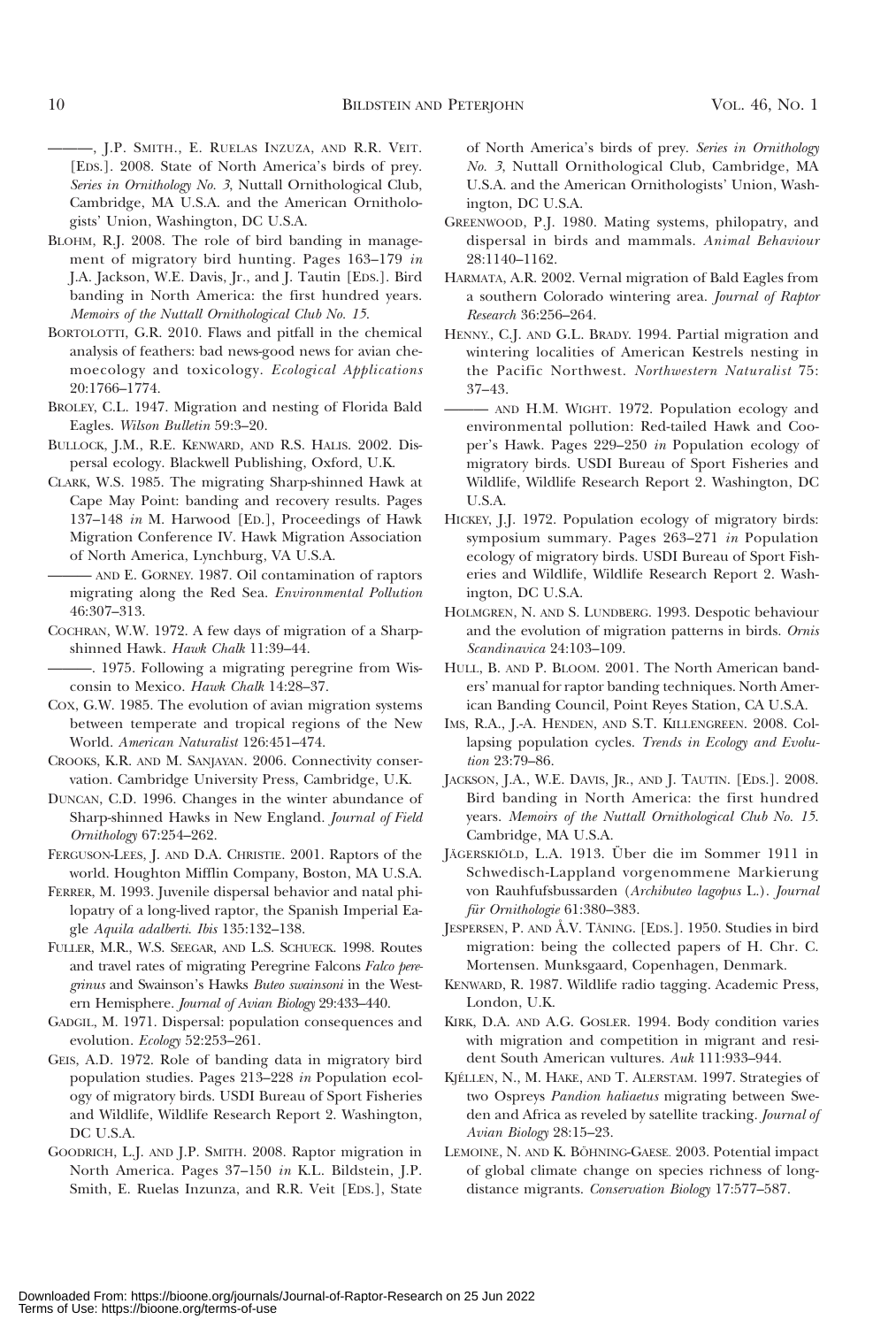———, J.P. Smith., E. Ruelas Inzuza, and R.R. Veit. [Eds.]. 2008. State of North America's birds of prey. *Series in Ornithology No. 3*, Nuttall Ornithological Club, Cambridge, MA U.S.A. and the American Ornithologists' Union, Washington, DC U.S.A.

Blohm, R.J. 2008. The role of bird banding in management of migratory bird hunting. Pages 163–179 *in* J.A. Jackson, W.E. Davis, Jr., and J. Tautin [Eds.]. Bird banding in North America: the first hundred years. *Memoirs of the Nuttall Ornithological Club No. 15.*

Bortolotti, G.R. 2010. Flaws and pitfall in the chemical analysis of feathers: bad news-good news for avian chemoecology and toxicology. *Ecological Applications* 20:1766–1774.

Broley, C.L. 1947. Migration and nesting of Florida Bald Eagles. *Wilson Bulletin* 59:3–20.

Bullock, J.M., R.E. Kenward, and R.S. Halis. 2002. Dispersal ecology. Blackwell Publishing, Oxford, U.K.

Clark, W.S. 1985. The migrating Sharp-shinned Hawk at Cape May Point: banding and recovery results. Pages 137–148 *in* M. Harwood [Ed.], Proceedings of Hawk Migration Conference IV. Hawk Migration Association of North America, Lynchburg, VA U.S.A.

——— and E. Gorney. 1987. Oil contamination of raptors migrating along the Red Sea. *Environmental Pollution* 46:307–313.

Cochran, W.W. 1972. A few days of migration of a Sharp-shinned Hawk. *Hawk Chalk* 11:39–44.

———. 1975. Following a migrating peregrine from Wisconsin to Mexico. *Hawk Chalk* 14:28–37.

Cox, G.W. 1985. The evolution of avian migration systems between temperate and tropical regions of the New World. *American Naturalist* 126:451–474.

Crooks, K.R. and M. Sanjayan. 2006. Connectivity conservation. Cambridge University Press, Cambridge, U.K.

Duncan, C.D. 1996. Changes in the winter abundance of Sharp-shinned Hawks in New England. *Journal of Field Ornithology* 67:254–262.

Ferguson-Lees, J. and D.A. Christie. 2001. Raptors of the world. Houghton Mifflin Company, Boston, MA U.S.A.

Ferrer, M. 1993. Juvenile dispersal behavior and natal philopatry of a long-lived raptor, the Spanish Imperial Eagle *Aquila adalberti*. *Ibis* 135:132–138.

Fuller, M.R., W.S. Seegar, and L.S. Schueck. 1998. Routes and travel rates of migrating Peregrine Falcons *Falco peregrinus* and Swainson's Hawks *Buteo swainsoni* in the Western Hemisphere. *Journal of Avian Biology* 29:433–440.

Gadgil, M. 1971. Dispersal: population consequences and evolution. *Ecology* 52:253–261.

Geis, A.D. 1972. Role of banding data in migratory bird population studies. Pages 213–228 *in* Population ecology of migratory birds. USDI Bureau of Sport Fisheries and Wildlife, Wildlife Research Report 2. Washington, DC U.S.A.

Goodrich, L.J. and J.P. Smith. 2008. Raptor migration in North America. Pages 37–150 *in* K.L. Bildstein, J.P. Smith, E. Ruelas Inzunza, and R.R. Veit [Eds.], State of North America's birds of prey. *Series in Ornithology No. 3*, Nuttall Ornithological Club, Cambridge, MA U.S.A. and the American Ornithologists' Union, Washington, DC U.S.A.

Greenwood, P.J. 1980. Mating systems, philopatry, and dispersal in birds and mammals. *Animal Behaviour* 28:1140–1162.

Harmata, A.R. 2002. Vernal migration of Bald Eagles from a southern Colorado wintering area. *Journal of Raptor Research* 36:256–264.

Henny., C.J. and G.L. Brady. 1994. Partial migration and wintering localities of American Kestrels nesting in the Pacific Northwest. *Northwestern Naturalist* 75: 37–43.

——— and H.M. Wight. 1972. Population ecology and environmental pollution: Red-tailed Hawk and Cooper's Hawk. Pages 229–250 *in* Population ecology of migratory birds. USDI Bureau of Sport Fisheries and Wildlife, Wildlife Research Report 2. Washington, DC U.S.A.

Hickey, J.J. 1972. Population ecology of migratory birds: symposium summary. Pages 263–271 *in* Population ecology of migratory birds. USDI Bureau of Sport Fisheries and Wildlife, Wildlife Research Report 2. Washington, DC U.S.A.

Holmgren, N. and S. Lundberg. 1993. Despotic behaviour and the evolution of migration patterns in birds. *Ornis Scandinavica* 24:103–109.

Hull, B. and P. Bloom. 2001. The North American banders' manual for raptor banding techniques. North American Banding Council, Point Reyes Station, CA U.S.A.

Ims, R.A., J.-A. Henden, and S.T. Killengreen. 2008. Collapsing population cycles. *Trends in Ecology and Evolution* 23:79–86.

Jackson, J.A., W.E. Davis, Jr., and J. Tautin. [Eds.]. 2008. Bird banding in North America: the first hundred years. *Memoirs of the Nuttall Ornithological Club No. 15.* Cambridge, MA U.S.A.

Jägerskiöld, L.A. 1913. Über die im Sommer 1911 in Schwedisch-Lappland vorgenommene Markierung von Rauhfufsbussarden (*Archibuteo lagopus* L.). *Journal für Ornithologie* 61:380–383.

Jespersen, P. and Å.V. Tåning. [Eds.]. 1950. Studies in bird migration: being the collected papers of H. Chr. C. Mortensen. Munksgaard, Copenhagen, Denmark.

Kenward, R. 1987. Wildlife radio tagging. Academic Press, London, U.K.

Kirk, D.A. and A.G. Gosler. 1994. Body condition varies with migration and competition in migrant and resident South American vultures. *Auk* 111:933–944.

Kjéllen, N., M. Hake, and T. Alerstam. 1997. Strategies of two Ospreys *Pandion haliaetus* migrating between Sweden and Africa as reveled by satellite tracking. *Journal of Avian Biology* 28:15–23.

Lemoine, N. and K. Böhning-Gaese. 2003. Potential impact of global climate change on species richness of long-distance migrants. *Conservation Biology* 17:577–587.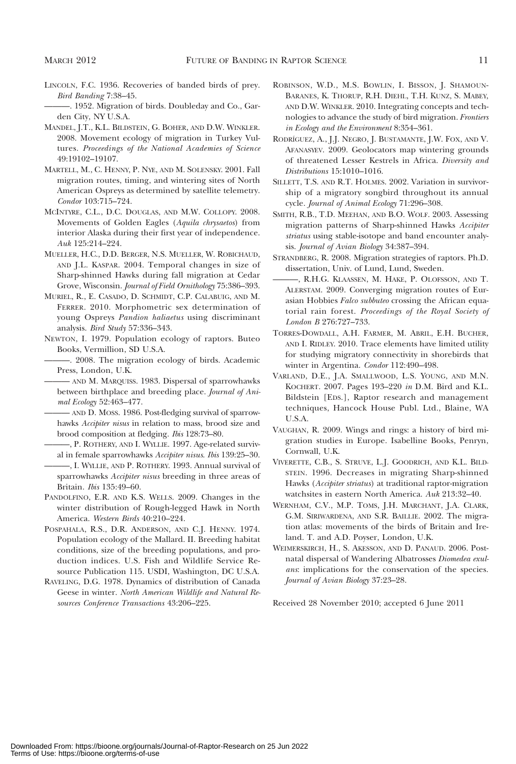LINCOLN, F.C. 1936. Recoveries of banded birds of prey. *Bird Banding* 7:38–45.

———. 1952. Migration of birds. Doubleday and Co., Garden City, NY U.S.A.

MANDEL, J.T., K.L. BILDSTEIN, G. BOHER, AND D.W. WINKLER. 2008. Movement ecology of migration in Turkey Vultures. *Proceedings of the National Academies of Science* 49:19102–19107.

MARTELL, M., C. HENNY, P. NYE, AND M. SOLENSKY. 2001. Fall migration routes, timing, and wintering sites of North American Ospreys as determined by satellite telemetry. *Condor* 103:715–724.

MCINTYRE, C.L., D.C. DOUGLAS, AND M.W. COLLOPY. 2008. Movements of Golden Eagles (*Aquila chrysaetos*) from interior Alaska during their first year of independence. *Auk* 125:214–224.

MUELLER, H.C., D.D. BERGER, N.S. MUELLER, W. ROBICHAUD, AND J.L. KASPAR. 2004. Temporal changes in size of Sharp-shinned Hawks during fall migration at Cedar Grove, Wisconsin. *Journal of Field Ornithology* 75:386–393.

MURIEL, R., E. CASADO, D. SCHMIDT, C.P. CALABUIG, AND M. FERRER. 2010. Morphometric sex determination of young Ospreys *Pandion haliaetus* using discriminant analysis. *Bird Study* 57:336–343.

NEWTON, I. 1979. Population ecology of raptors. Buteo Books, Vermillion, SD U.S.A.

———. 2008. The migration ecology of birds. Academic Press, London, U.K.

——— AND M. MARQUISS. 1983. Dispersal of sparrowhawks between birthplace and breeding place. *Journal of Animal Ecology* 52:463–477.

——— AND D. MOSS. 1986. Post-fledging survival of sparrowhawks *Accipiter nisus* in relation to mass, brood size and brood composition at fledging. *Ibis* 128:73–80.

———, P. ROTHERY, AND I. WYLLIE. 1997. Age-related survival in female sparrowhawks *Accipiter nisus*. *Ibis* 139:25–30.

———, I. WYLLIE, AND P. ROTHERY. 1993. Annual survival of sparrowhawks *Accipiter nisus* breeding in three areas of Britain. *Ibis* 135:49–60.

PANDOLFINO, E.R. AND K.S. WELLS. 2009. Changes in the winter distribution of Rough-legged Hawk in North America. *Western Birds* 40:210–224.

POSPAHALA, R.S., D.R. ANDERSON, AND C.J. HENNY. 1974. Population ecology of the Mallard. II. Breeding habitat conditions, size of the breeding populations, and production indices. U.S. Fish and Wildlife Service Resource Publication 115. USDI, Washington, DC U.S.A.

RAVELING, D.G. 1978. Dynamics of distribution of Canada Geese in winter. *North American Wildlife and Natural Resources Conference Transactions* 43:206–225.

ROBINSON, W.D., M.S. BOWLIN, I. BISSON, J. SHAMOUN-BARANES, K. THORUP, R.H. DIEHL, T.H. KUNZ, S. MABEY, AND D.W. WINKLER. 2010. Integrating concepts and technologies to advance the study of bird migration. *Frontiers in Ecology and the Environment* 8:354–361.

RODRÍGUEZ, A., J.J. NEGRO, J. BUSTAMANTE, J.W. FOX, AND V. AFANASYEV. 2009. Geolocators map wintering grounds of threatened Lesser Kestrels in Africa. *Diversity and Distributions* 15:1010–1016.

SILLETT, T.S. AND R.T. HOLMES. 2002. Variation in survivorship of a migratory songbird throughout its annual cycle. *Journal of Animal Ecology* 71:296–308.

SMITH, R.B., T.D. MEEHAN, AND B.O. WOLF. 2003. Assessing migration patterns of Sharp-shinned Hawks *Accipiter striatus* using stable-isotope and band encounter analysis. *Journal of Avian Biology* 34:387–394.

STRANDBERG, R. 2008. Migration strategies of raptors. Ph.D. dissertation, Univ. of Lund, Lund, Sweden.

———, R.H.G. KLAASSEN, M. HAKE, P. OLOFSSON, AND T. ALERSTAM. 2009. Converging migration routes of Eurasian Hobbies *Falco subbuteo* crossing the African equatorial rain forest. *Proceedings of the Royal Society of London B* 276:727–733.

TORRES-DOWDALL, A.H. FARMER, M. ABRIL, E.H. BUCHER, AND I. RIDLEY. 2010. Trace elements have limited utility for studying migratory connectivity in shorebirds that winter in Argentina. *Condor* 112:490–498.

VARLAND, D.E., J.A. SMALLWOOD, L.S. YOUNG, AND M.N. KOCHERT. 2007. Pages 193–220 *in* D.M. Bird and K.L. Bildstein [EDS.], Raptor research and management techniques, Hancock House Publ. Ltd., Blaine, WA U.S.A.

VAUGHAN, R. 2009. Wings and rings: a history of bird migration studies in Europe. Isabelline Books, Penryn, Cornwall, U.K.

VIVERETTE, C.B., S. STRUVE, L.J. GOODRICH, AND K.L. BILDSTEIN. 1996. Decreases in migrating Sharp-shinned Hawks (*Accipiter striatus*) at traditional raptor-migration watchsites in eastern North America. *Auk* 213:32–40.

WERNHAM, C.V., M.P. TOMS, J.H. MARCHANT, J.A. CLARK, G.M. SIRIWARDENA, AND S.R. BAILLIE. 2002. The migration atlas: movements of the birds of Britain and Ireland. T. and A.D. Poyser, London, U.K.

WEIMERSKIRCH, H., S. AKESSON, AND D. PANAUD. 2006. Postnatal dispersal of Wandering Albatrosses *Diomedea exulans*: implications for the conservation of the species. *Journal of Avian Biology* 37:23–28.

Received 28 November 2010; accepted 6 June 2011